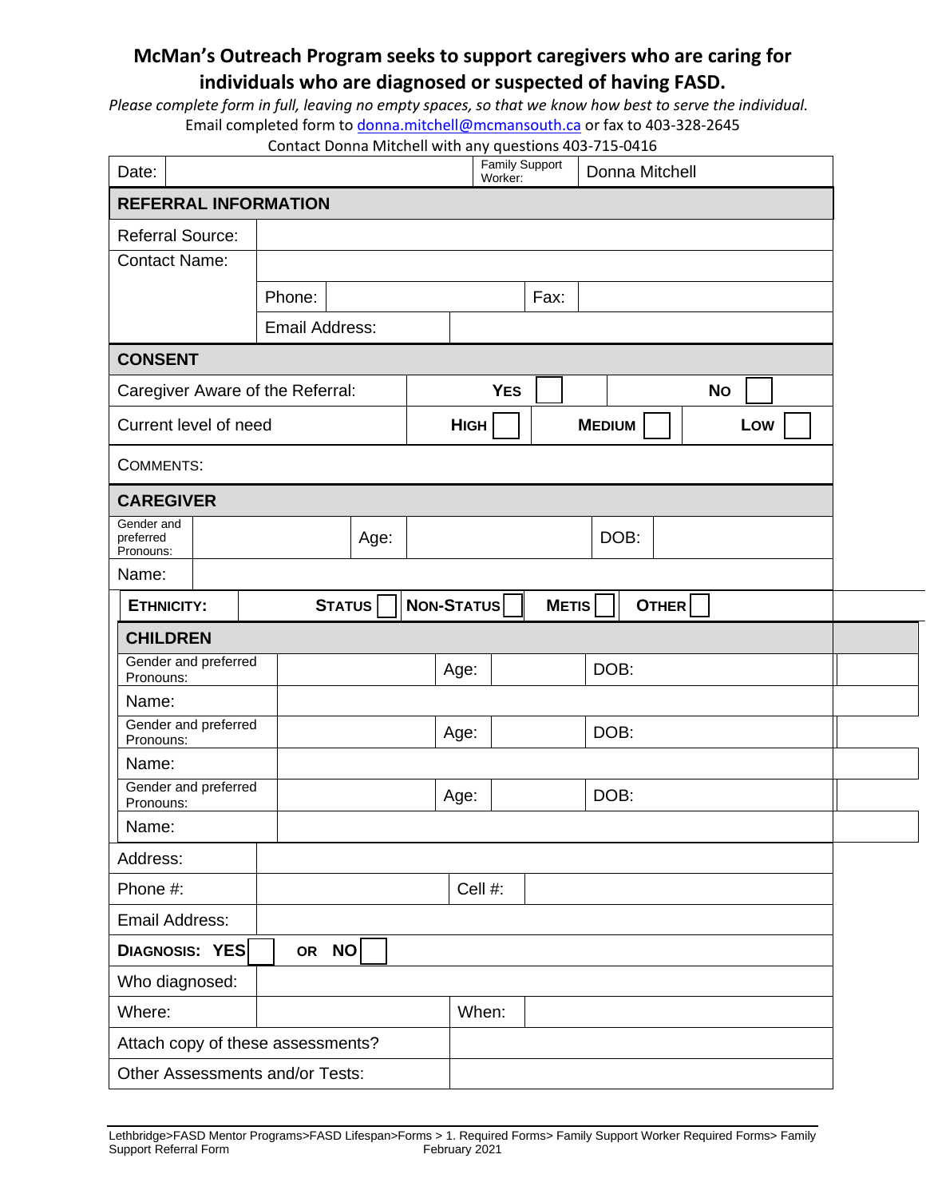**McMan's Outreach Program seeks to support caregivers who are caring for individuals who are diagnosed or suspected of having FASD.**

*Please complete form in full, leaving no empty spaces, so that we know how best to serve the individual.*

Email completed form to donna.mitchell@mcmansouth.ca or fax to 403-328-2645

Contact Donna Mitchell with any questions 403-715-0416

| Date: | | Family Support Worker: | Donna Mitchell |
|---|---|---|---|

**REFERRAL INFORMATION**

| Referral Source: | | | |
|---|---|---|---|
| Contact Name: | | | |
| | Phone: | | Fax: |
| | Email Address: | | |

**CONSENT**

| Caregiver Aware of the Referral: | YES ☐ | | NO ☐ |
|---|---|---|---|
| Current level of need | HIGH ☐ | MEDIUM ☐ | LOW ☐ |
| COMMENTS: | | | |

**CAREGIVER**

| Gender and preferred Pronouns: | | Age: | | DOB: | |
|---|---|---|---|---|---|
| Name: | | | | | |
| ETHNICITY: | STATUS ☐ | NON-STATUS ☐ | METIS ☐ | OTHER ☐ | |

**CHILDREN**

| Gender and preferred Pronouns: | | Age: | | DOB: |
|---|---|---|---|---|
| Name: | | | | |
| Gender and preferred Pronouns: | | Age: | | DOB: |
| Name: | | | | |
| Gender and preferred Pronouns: | | Age: | | DOB: |
| Name: | | | | |

| Address: | | | |
|---|---|---|---|
| Phone #: | | Cell #: | |
| Email Address: | | | |
| DIAGNOSIS: YES ☐ OR NO ☐ | | | |
| Who diagnosed: | | | |
| Where: | | When: | |
| Attach copy of these assessments? | | | |
| Other Assessments and/or Tests: | | | |

Lethbridge>FASD Mentor Programs>FASD Lifespan>Forms > 1. Required Forms> Family Support Worker Required Forms> Family Support Referral Form
February 2021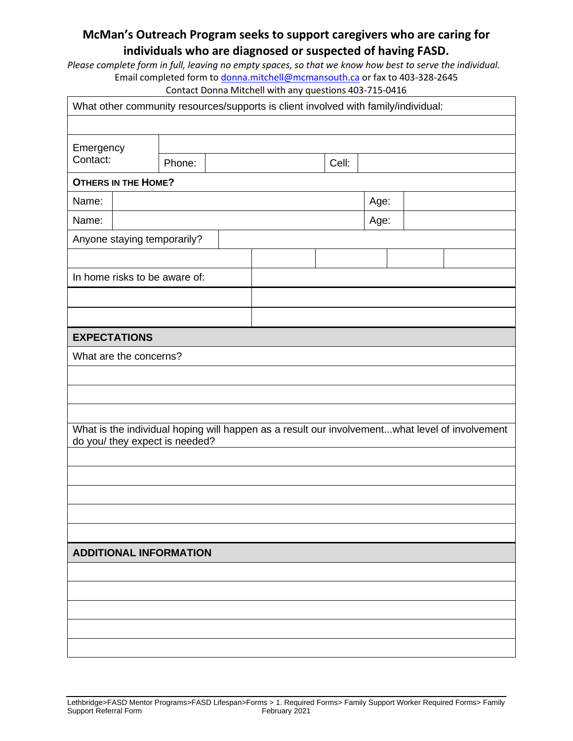## McMan's Outreach Program seeks to support caregivers who are caring for individuals who are diagnosed or suspected of having FASD.

*Please complete form in full, leaving no empty spaces, so that we know how best to serve the individual.*
Email completed form to donna.mitchell@mcmansouth.ca or fax to 403-328-2645
Contact Donna Mitchell with any questions 403-715-0416

| | | | | |
|---|---|---|---|---|
| What other community resources/supports is client involved with family/individual: | | | | |
| | | | | |
| Emergency Contact: | | | | |
| | Phone: | | Cell: | |
| **OTHERS IN THE HOME?** | | | | |
| Name: | | Age: | | |
| Name: | | Age: | | |
| Anyone staying temporarily? | | | | |
| | | | | |
| In home risks to be aware of: | | | | |
| | | | | |
| | | | | |

| |
|---|
| **EXPECTATIONS** |
| What are the concerns? |
| |
| |
| |
| What is the individual hoping will happen as a result our involvement...what level of involvement do you/ they expect is needed? |
| |
| |
| |
| |
| |
| **ADDITIONAL INFORMATION** |
| |
| |
| |
| |
| |

Lethbridge>FASD Mentor Programs>FASD Lifespan>Forms > 1. Required Forms> Family Support Worker Required Forms> Family Support Referral Form February 2021